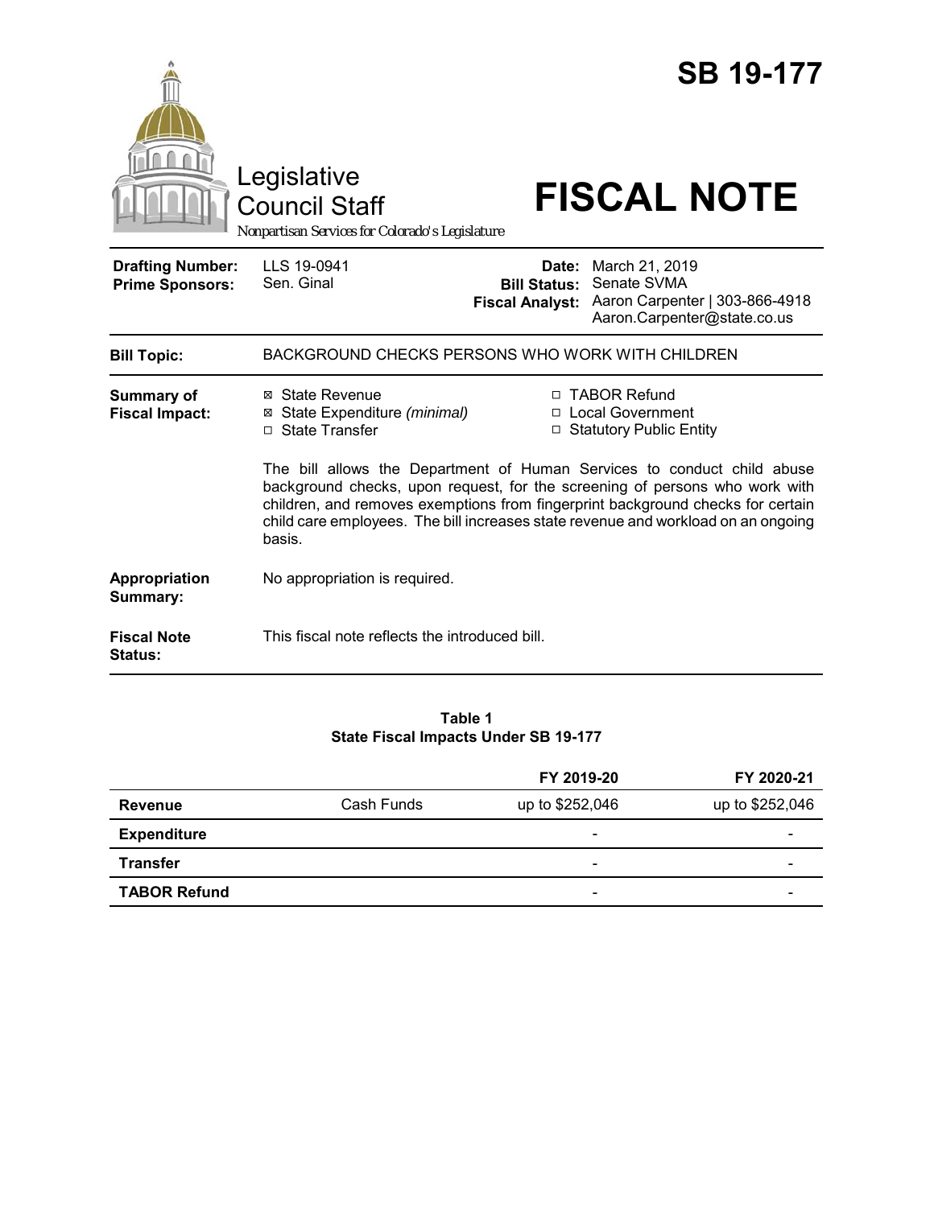# SB 19-177

Legislative Council Staff

*Nonpartisan Services for Colorado's Legislature*

# FISCAL NOTE

| | | | |
|---|---|---|---|
| **Drafting Number:** | LLS 19-0941 | **Date:** | March 21, 2019 |
| **Prime Sponsors:** | Sen. Ginal | **Bill Status:** | Senate SVMA |
| | | **Fiscal Analyst:** | Aaron Carpenter \| 303-866-4918 Aaron.Carpenter@state.co.us |

| | |
|---|---|
| **Bill Topic:** | BACKGROUND CHECKS PERSONS WHO WORK WITH CHILDREN |
| **Summary of Fiscal Impact:** | ☒ State Revenue<br>☒ State Expenditure *(minimal)*<br>☐ State Transfer<br>☐ TABOR Refund<br>☐ Local Government<br>☐ Statutory Public Entity<br><br>The bill allows the Department of Human Services to conduct child abuse background checks, upon request, for the screening of persons who work with children, and removes exemptions from fingerprint background checks for certain child care employees. The bill increases state revenue and workload on an ongoing basis. |
| **Appropriation Summary:** | No appropriation is required. |
| **Fiscal Note Status:** | This fiscal note reflects the introduced bill. |

**Table 1**
**State Fiscal Impacts Under SB 19-177**

| | | FY 2019-20 | FY 2020-21 |
|---|---|---|---|
| **Revenue** | Cash Funds | up to $252,046 | up to $252,046 |
| **Expenditure** | | - | - |
| **Transfer** | | - | - |
| **TABOR Refund** | | - | - |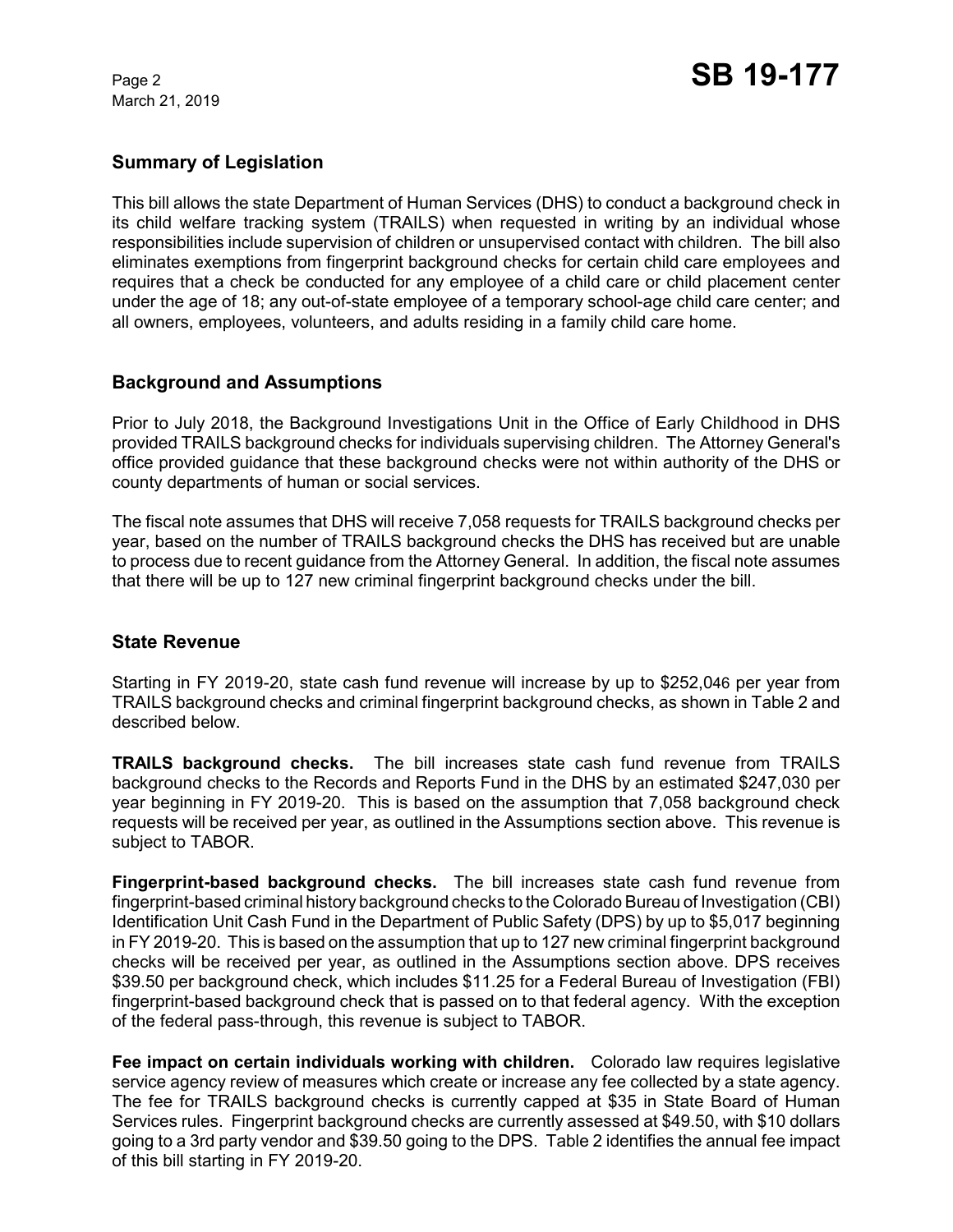## Summary of Legislation

This bill allows the state Department of Human Services (DHS) to conduct a background check in its child welfare tracking system (TRAILS) when requested in writing by an individual whose responsibilities include supervision of children or unsupervised contact with children. The bill also eliminates exemptions from fingerprint background checks for certain child care employees and requires that a check be conducted for any employee of a child care or child placement center under the age of 18; any out-of-state employee of a temporary school-age child care center; and all owners, employees, volunteers, and adults residing in a family child care home.

## Background and Assumptions

Prior to July 2018, the Background Investigations Unit in the Office of Early Childhood in DHS provided TRAILS background checks for individuals supervising children. The Attorney General's office provided guidance that these background checks were not within authority of the DHS or county departments of human or social services.

The fiscal note assumes that DHS will receive 7,058 requests for TRAILS background checks per year, based on the number of TRAILS background checks the DHS has received but are unable to process due to recent guidance from the Attorney General. In addition, the fiscal note assumes that there will be up to 127 new criminal fingerprint background checks under the bill.

## State Revenue

Starting in FY 2019-20, state cash fund revenue will increase by up to $252,046 per year from TRAILS background checks and criminal fingerprint background checks, as shown in Table 2 and described below.

**TRAILS background checks.** The bill increases state cash fund revenue from TRAILS background checks to the Records and Reports Fund in the DHS by an estimated $247,030 per year beginning in FY 2019-20. This is based on the assumption that 7,058 background check requests will be received per year, as outlined in the Assumptions section above. This revenue is subject to TABOR.

**Fingerprint-based background checks.** The bill increases state cash fund revenue from fingerprint-based criminal history background checks to the Colorado Bureau of Investigation (CBI) Identification Unit Cash Fund in the Department of Public Safety (DPS) by up to $5,017 beginning in FY 2019-20. This is based on the assumption that up to 127 new criminal fingerprint background checks will be received per year, as outlined in the Assumptions section above. DPS receives $39.50 per background check, which includes $11.25 for a Federal Bureau of Investigation (FBI) fingerprint-based background check that is passed on to that federal agency. With the exception of the federal pass-through, this revenue is subject to TABOR.

**Fee impact on certain individuals working with children.** Colorado law requires legislative service agency review of measures which create or increase any fee collected by a state agency. The fee for TRAILS background checks is currently capped at $35 in State Board of Human Services rules. Fingerprint background checks are currently assessed at $49.50, with $10 dollars going to a 3rd party vendor and $39.50 going to the DPS. Table 2 identifies the annual fee impact of this bill starting in FY 2019-20.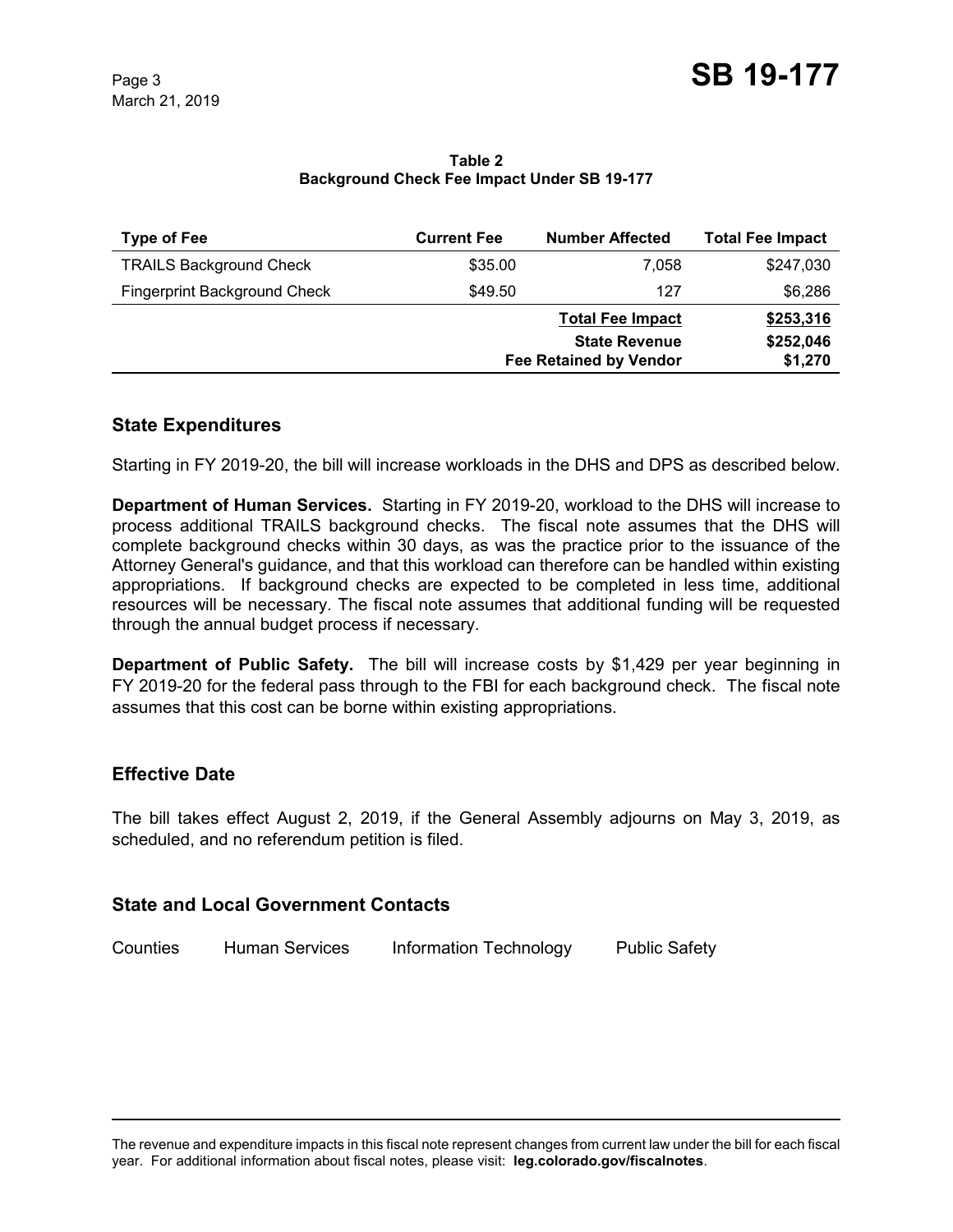**Table 2**
**Background Check Fee Impact Under SB 19-177**

| Type of Fee | Current Fee | Number Affected | Total Fee Impact |
|---|---|---|---|
| TRAILS Background Check | $35.00 | 7,058 | $247,030 |
| Fingerprint Background Check | $49.50 | 127 | $6,286 |
| | | **Total Fee Impact** | **$253,316** |
| | | **State Revenue** | **$252,046** |
| | | **Fee Retained by Vendor** | **$1,270** |

## State Expenditures

Starting in FY 2019-20, the bill will increase workloads in the DHS and DPS as described below.

**Department of Human Services.** Starting in FY 2019-20, workload to the DHS will increase to process additional TRAILS background checks. The fiscal note assumes that the DHS will complete background checks within 30 days, as was the practice prior to the issuance of the Attorney General's guidance, and that this workload can therefore can be handled within existing appropriations. If background checks are expected to be completed in less time, additional resources will be necessary. The fiscal note assumes that additional funding will be requested through the annual budget process if necessary.

**Department of Public Safety.** The bill will increase costs by $1,429 per year beginning in FY 2019-20 for the federal pass through to the FBI for each background check. The fiscal note assumes that this cost can be borne within existing appropriations.

## Effective Date

The bill takes effect August 2, 2019, if the General Assembly adjourns on May 3, 2019, as scheduled, and no referendum petition is filed.

## State and Local Government Contacts

Counties Human Services Information Technology Public Safety

The revenue and expenditure impacts in this fiscal note represent changes from current law under the bill for each fiscal year. For additional information about fiscal notes, please visit: **leg.colorado.gov/fiscalnotes**.